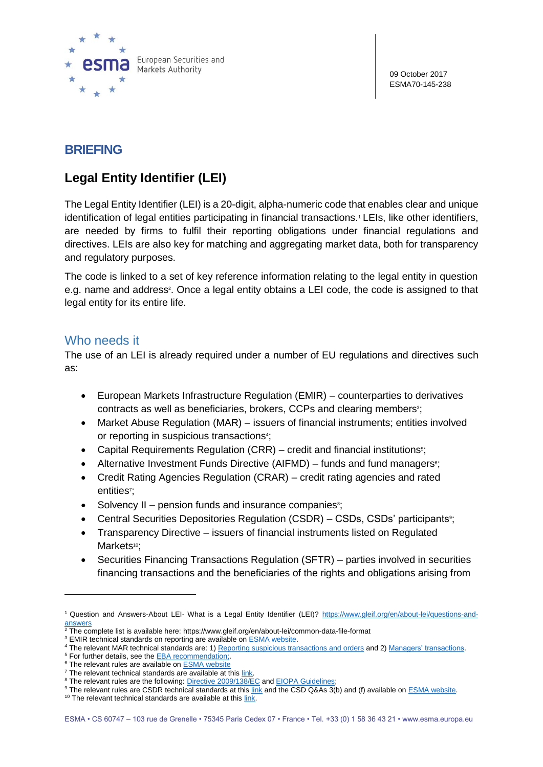European Securities and Markets Authority

09 October 2017
ESMA70-145-238

## BRIEFING

# Legal Entity Identifier (LEI)

The Legal Entity Identifier (LEI) is a 20-digit, alpha-numeric code that enables clear and unique identification of legal entities participating in financial transactions.[1] LEIs, like other identifiers, are needed by firms to fulfil their reporting obligations under financial regulations and directives. LEIs are also key for matching and aggregating market data, both for transparency and regulatory purposes.

The code is linked to a set of key reference information relating to the legal entity in question e.g. name and address[2]. Once a legal entity obtains a LEI code, the code is assigned to that legal entity for its entire life.

## Who needs it

The use of an LEI is already required under a number of EU regulations and directives such as:

- European Markets Infrastructure Regulation (EMIR) – counterparties to derivatives contracts as well as beneficiaries, brokers, CCPs and clearing members[3];
- Market Abuse Regulation (MAR) – issuers of financial instruments; entities involved or reporting in suspicious transactions[4];
- Capital Requirements Regulation (CRR) – credit and financial institutions[5];
- Alternative Investment Funds Directive (AIFMD) – funds and fund managers[6];
- Credit Rating Agencies Regulation (CRAR) – credit rating agencies and rated entities[7];
- Solvency II – pension funds and insurance companies[8];
- Central Securities Depositories Regulation (CSDR) – CSDs, CSDs' participants[9];
- Transparency Directive – issuers of financial instruments listed on Regulated Markets[10];
- Securities Financing Transactions Regulation (SFTR) – parties involved in securities financing transactions and the beneficiaries of the rights and obligations arising from

---

[1] Question and Answers-About LEI- What is a Legal Entity Identifier (LEI)? https://www.gleif.org/en/about-lei/questions-and-answers
[2] The complete list is available here: https://www.gleif.org/en/about-lei/common-data-file-format
[3] EMIR technical standards on reporting are available on ESMA website.
[4] The relevant MAR technical standards are: 1) Reporting suspicious transactions and orders and 2) Managers' transactions.
[5] For further details, see the EBA recommendation;.
[6] The relevant rules are available on ESMA website
[7] The relevant technical standards are available at this link.
[8] The relevant rules are the following: Directive 2009/138/EC and EIOPA Guidelines;
[9] The relevant rules are CSDR technical standards at this link and the CSD Q&As 3(b) and (f) available on ESMA website.
[10] The relevant technical standards are available at this link.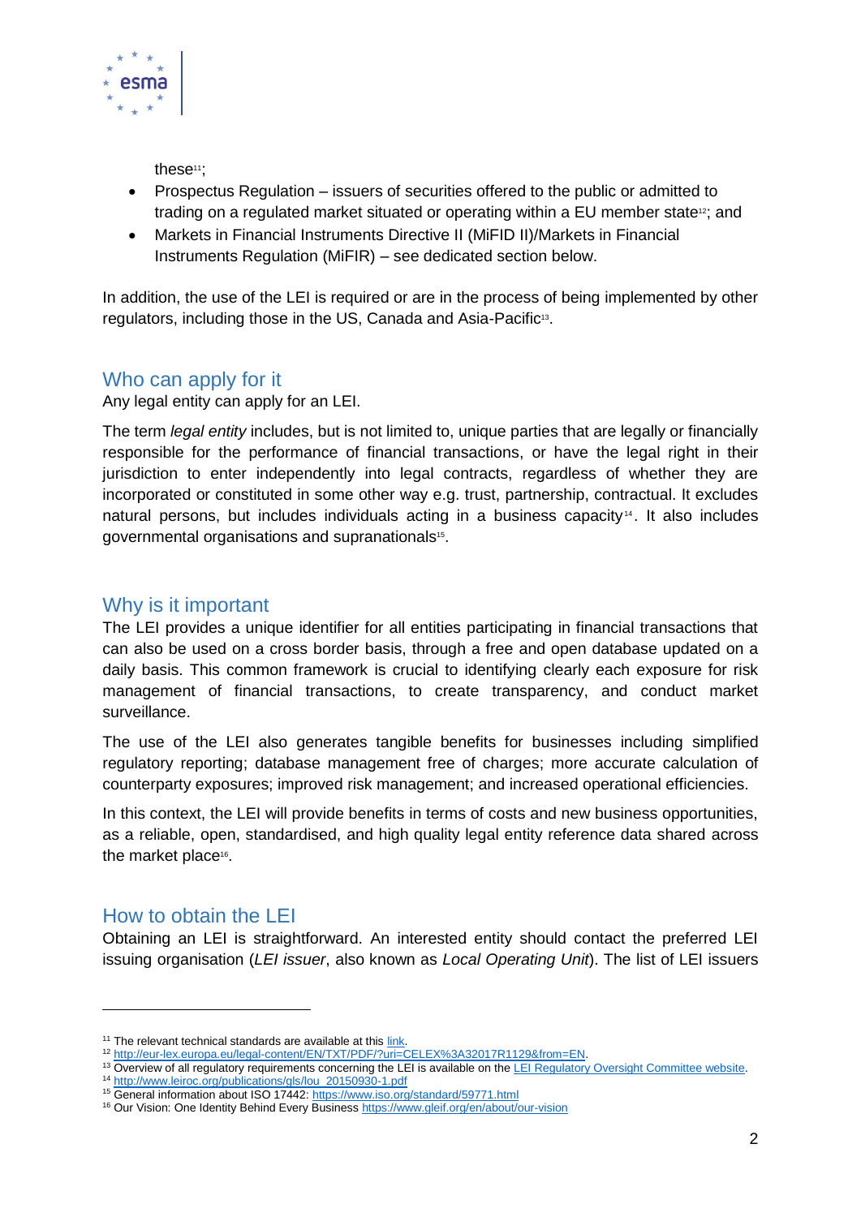these[11];

- Prospectus Regulation – issuers of securities offered to the public or admitted to trading on a regulated market situated or operating within a EU member state[12]; and
- Markets in Financial Instruments Directive II (MiFID II)/Markets in Financial Instruments Regulation (MiFIR) – see dedicated section below.

In addition, the use of the LEI is required or are in the process of being implemented by other regulators, including those in the US, Canada and Asia-Pacific[13].

## Who can apply for it

Any legal entity can apply for an LEI.

The term *legal entity* includes, but is not limited to, unique parties that are legally or financially responsible for the performance of financial transactions, or have the legal right in their jurisdiction to enter independently into legal contracts, regardless of whether they are incorporated or constituted in some other way e.g. trust, partnership, contractual. It excludes natural persons, but includes individuals acting in a business capacity[14]. It also includes governmental organisations and supranationals[15].

## Why is it important

The LEI provides a unique identifier for all entities participating in financial transactions that can also be used on a cross border basis, through a free and open database updated on a daily basis. This common framework is crucial to identifying clearly each exposure for risk management of financial transactions, to create transparency, and conduct market surveillance.

The use of the LEI also generates tangible benefits for businesses including simplified regulatory reporting; database management free of charges; more accurate calculation of counterparty exposures; improved risk management; and increased operational efficiencies.

In this context, the LEI will provide benefits in terms of costs and new business opportunities, as a reliable, open, standardised, and high quality legal entity reference data shared across the market place[16].

## How to obtain the LEI

Obtaining an LEI is straightforward. An interested entity should contact the preferred LEI issuing organisation (*LEI issuer*, also known as *Local Operating Unit*). The list of LEI issuers

---

[11] The relevant technical standards are available at this link.
[12] http://eur-lex.europa.eu/legal-content/EN/TXT/PDF/?uri=CELEX%3A32017R1129&from=EN.
[13] Overview of all regulatory requirements concerning the LEI is available on the LEI Regulatory Oversight Committee website.
[14] http://www.leiroc.org/publications/gls/lou_20150930-1.pdf
[15] General information about ISO 17442: https://www.iso.org/standard/59771.html
[16] Our Vision: One Identity Behind Every Business https://www.gleif.org/en/about/our-vision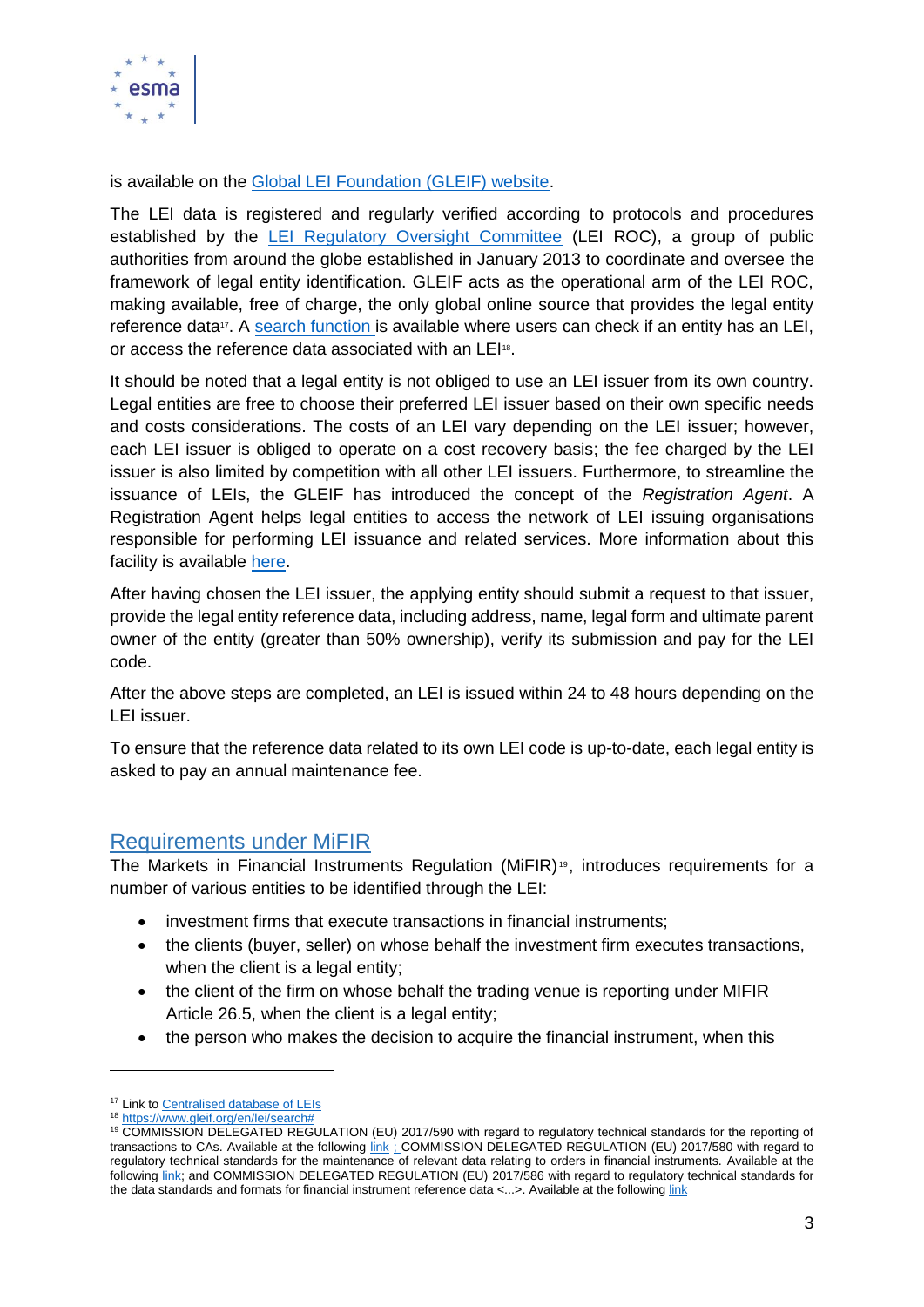is available on the Global LEI Foundation (GLEIF) website.

The LEI data is registered and regularly verified according to protocols and procedures established by the LEI Regulatory Oversight Committee (LEI ROC), a group of public authorities from around the globe established in January 2013 to coordinate and oversee the framework of legal entity identification. GLEIF acts as the operational arm of the LEI ROC, making available, free of charge, the only global online source that provides the legal entity reference data[17]. A search function is available where users can check if an entity has an LEI, or access the reference data associated with an LEI[18].

It should be noted that a legal entity is not obliged to use an LEI issuer from its own country. Legal entities are free to choose their preferred LEI issuer based on their own specific needs and costs considerations. The costs of an LEI vary depending on the LEI issuer; however, each LEI issuer is obliged to operate on a cost recovery basis; the fee charged by the LEI issuer is also limited by competition with all other LEI issuers. Furthermore, to streamline the issuance of LEIs, the GLEIF has introduced the concept of the *Registration Agent*. A Registration Agent helps legal entities to access the network of LEI issuing organisations responsible for performing LEI issuance and related services. More information about this facility is available here.

After having chosen the LEI issuer, the applying entity should submit a request to that issuer, provide the legal entity reference data, including address, name, legal form and ultimate parent owner of the entity (greater than 50% ownership), verify its submission and pay for the LEI code.

After the above steps are completed, an LEI is issued within 24 to 48 hours depending on the LEI issuer.

To ensure that the reference data related to its own LEI code is up-to-date, each legal entity is asked to pay an annual maintenance fee.

## Requirements under MiFIR

The Markets in Financial Instruments Regulation (MiFIR)[19], introduces requirements for a number of various entities to be identified through the LEI:

- investment firms that execute transactions in financial instruments;
- the clients (buyer, seller) on whose behalf the investment firm executes transactions, when the client is a legal entity;
- the client of the firm on whose behalf the trading venue is reporting under MIFIR Article 26.5, when the client is a legal entity;
- the person who makes the decision to acquire the financial instrument, when this

---

[17] Link to Centralised database of LEIs

[18] https://www.gleif.org/en/lei/search#

[19] COMMISSION DELEGATED REGULATION (EU) 2017/590 with regard to regulatory technical standards for the reporting of transactions to CAs. Available at the following link ; COMMISSION DELEGATED REGULATION (EU) 2017/580 with regard to regulatory technical standards for the maintenance of relevant data relating to orders in financial instruments. Available at the following link; and COMMISSION DELEGATED REGULATION (EU) 2017/586 with regard to regulatory technical standards for the data standards and formats for financial instrument reference data <...>. Available at the following link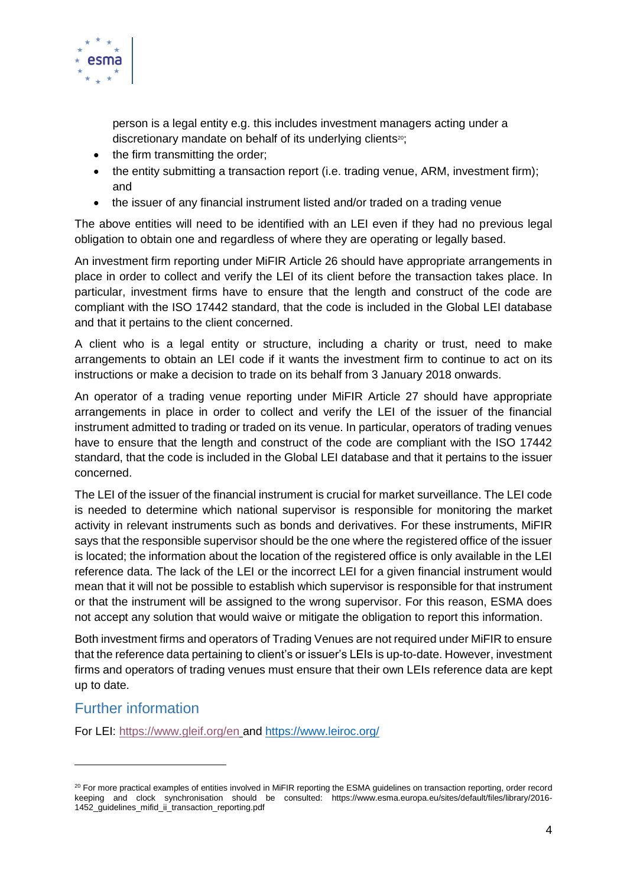person is a legal entity e.g. this includes investment managers acting under a discretionary mandate on behalf of its underlying clients[20];
- the firm transmitting the order;
- the entity submitting a transaction report (i.e. trading venue, ARM, investment firm); and
- the issuer of any financial instrument listed and/or traded on a trading venue

The above entities will need to be identified with an LEI even if they had no previous legal obligation to obtain one and regardless of where they are operating or legally based.

An investment firm reporting under MiFIR Article 26 should have appropriate arrangements in place in order to collect and verify the LEI of its client before the transaction takes place. In particular, investment firms have to ensure that the length and construct of the code are compliant with the ISO 17442 standard, that the code is included in the Global LEI database and that it pertains to the client concerned.

A client who is a legal entity or structure, including a charity or trust, need to make arrangements to obtain an LEI code if it wants the investment firm to continue to act on its instructions or make a decision to trade on its behalf from 3 January 2018 onwards.

An operator of a trading venue reporting under MiFIR Article 27 should have appropriate arrangements in place in order to collect and verify the LEI of the issuer of the financial instrument admitted to trading or traded on its venue. In particular, operators of trading venues have to ensure that the length and construct of the code are compliant with the ISO 17442 standard, that the code is included in the Global LEI database and that it pertains to the issuer concerned.

The LEI of the issuer of the financial instrument is crucial for market surveillance. The LEI code is needed to determine which national supervisor is responsible for monitoring the market activity in relevant instruments such as bonds and derivatives. For these instruments, MiFIR says that the responsible supervisor should be the one where the registered office of the issuer is located; the information about the location of the registered office is only available in the LEI reference data. The lack of the LEI or the incorrect LEI for a given financial instrument would mean that it will not be possible to establish which supervisor is responsible for that instrument or that the instrument will be assigned to the wrong supervisor. For this reason, ESMA does not accept any solution that would waive or mitigate the obligation to report this information.

Both investment firms and operators of Trading Venues are not required under MiFIR to ensure that the reference data pertaining to client's or issuer's LEIs is up-to-date. However, investment firms and operators of trading venues must ensure that their own LEIs reference data are kept up to date.

## Further information

For LEI: https://www.gleif.org/en and https://www.leiroc.org/

---

[20] For more practical examples of entities involved in MiFIR reporting the ESMA guidelines on transaction reporting, order record keeping and clock synchronisation should be consulted: https://www.esma.europa.eu/sites/default/files/library/2016-1452_guidelines_mifid_ii_transaction_reporting.pdf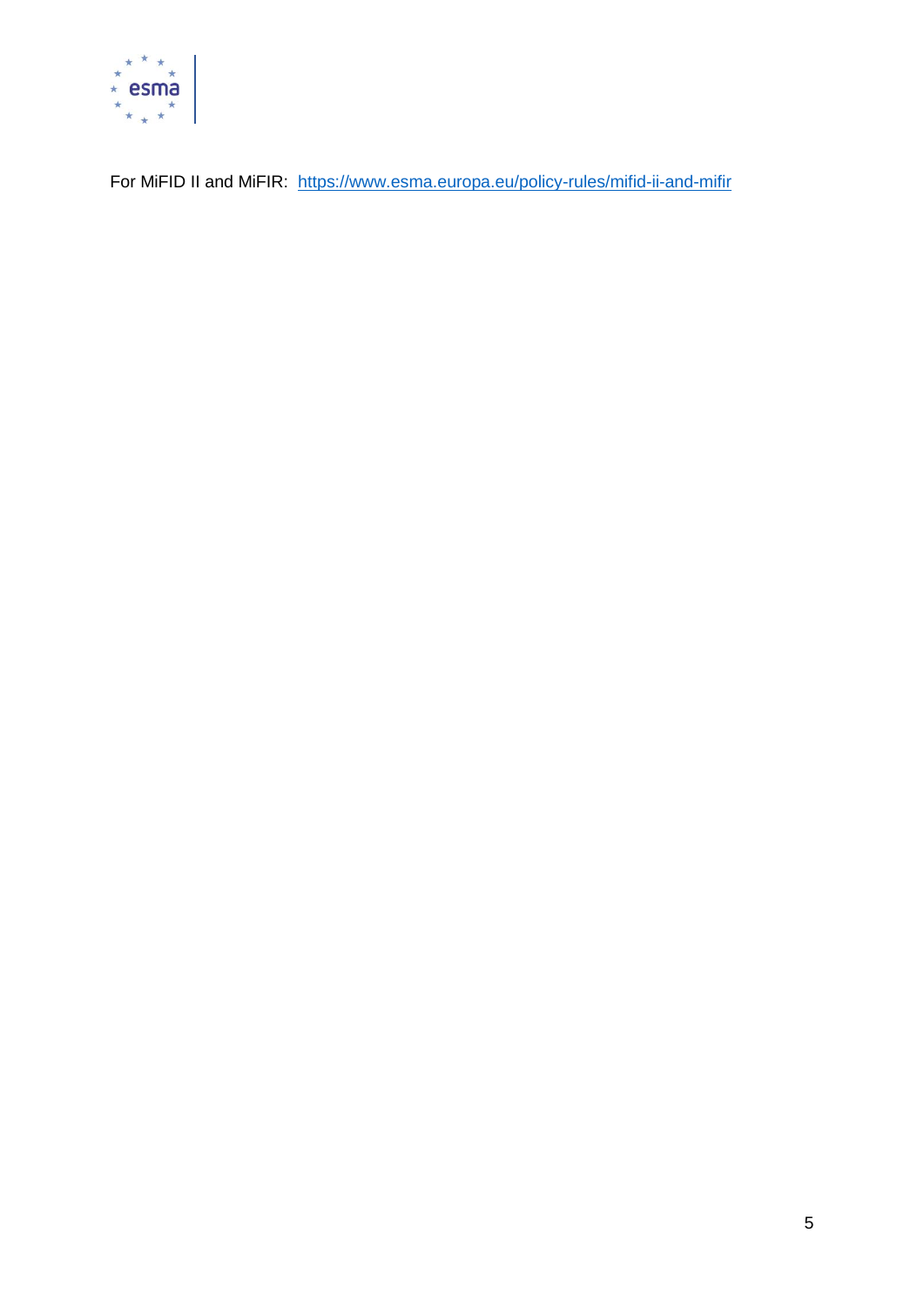For MiFID II and MiFIR: [https://www.esma.europa.eu/policy-rules/mifid-ii-and-mifir](https://www.esma.europa.eu/policy-rules/mifid-ii-and-mifir)